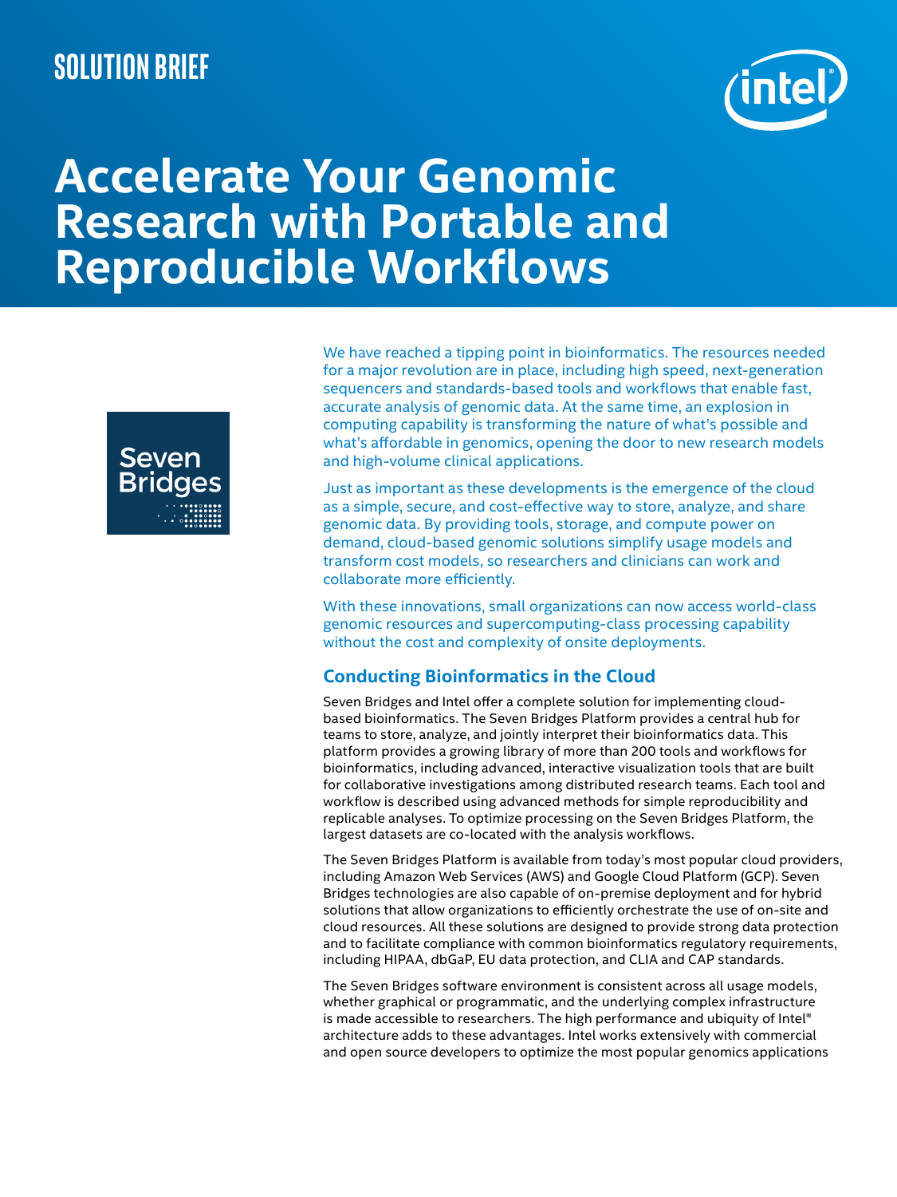SOLUTION BRIEF

# Accelerate Your Genomic Research with Portable and Reproducible Workflows

We have reached a tipping point in bioinformatics. The resources needed for a major revolution are in place, including high speed, next-generation sequencers and standards-based tools and workflows that enable fast, accurate analysis of genomic data. At the same time, an explosion in computing capability is transforming the nature of what's possible and what's affordable in genomics, opening the door to new research models and high-volume clinical applications.

Just as important as these developments is the emergence of the cloud as a simple, secure, and cost-effective way to store, analyze, and share genomic data. By providing tools, storage, and compute power on demand, cloud-based genomic solutions simplify usage models and transform cost models, so researchers and clinicians can work and collaborate more efficiently.

With these innovations, small organizations can now access world-class genomic resources and supercomputing-class processing capability without the cost and complexity of onsite deployments.

## Conducting Bioinformatics in the Cloud

Seven Bridges and Intel offer a complete solution for implementing cloud-based bioinformatics. The Seven Bridges Platform provides a central hub for teams to store, analyze, and jointly interpret their bioinformatics data. This platform provides a growing library of more than 200 tools and workflows for bioinformatics, including advanced, interactive visualization tools that are built for collaborative investigations among distributed research teams. Each tool and workflow is described using advanced methods for simple reproducibility and replicable analyses. To optimize processing on the Seven Bridges Platform, the largest datasets are co-located with the analysis workflows.

The Seven Bridges Platform is available from today's most popular cloud providers, including Amazon Web Services (AWS) and Google Cloud Platform (GCP). Seven Bridges technologies are also capable of on-premise deployment and for hybrid solutions that allow organizations to efficiently orchestrate the use of on-site and cloud resources. All these solutions are designed to provide strong data protection and to facilitate compliance with common bioinformatics regulatory requirements, including HIPAA, dbGaP, EU data protection, and CLIA and CAP standards.

The Seven Bridges software environment is consistent across all usage models, whether graphical or programmatic, and the underlying complex infrastructure is made accessible to researchers. The high performance and ubiquity of Intel® architecture adds to these advantages. Intel works extensively with commercial and open source developers to optimize the most popular genomics applications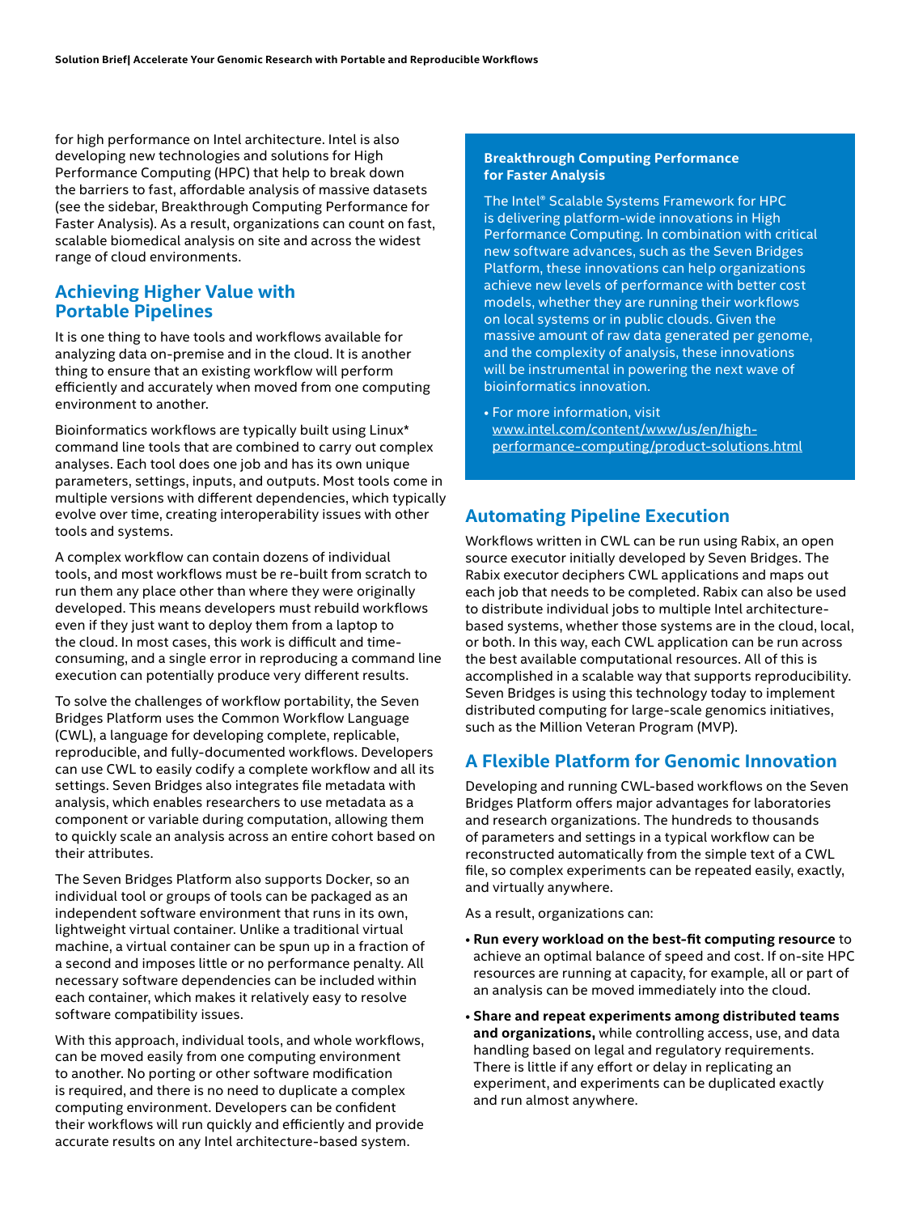for high performance on Intel architecture. Intel is also developing new technologies and solutions for High Performance Computing (HPC) that help to break down the barriers to fast, affordable analysis of massive datasets (see the sidebar, Breakthrough Computing Performance for Faster Analysis). As a result, organizations can count on fast, scalable biomedical analysis on site and across the widest range of cloud environments.

## Achieving Higher Value with Portable Pipelines

It is one thing to have tools and workflows available for analyzing data on-premise and in the cloud. It is another thing to ensure that an existing workflow will perform efficiently and accurately when moved from one computing environment to another.

Bioinformatics workflows are typically built using Linux* command line tools that are combined to carry out complex analyses. Each tool does one job and has its own unique parameters, settings, inputs, and outputs. Most tools come in multiple versions with different dependencies, which typically evolve over time, creating interoperability issues with other tools and systems.

A complex workflow can contain dozens of individual tools, and most workflows must be re-built from scratch to run them any place other than where they were originally developed. This means developers must rebuild workflows even if they just want to deploy them from a laptop to the cloud. In most cases, this work is difficult and time-consuming, and a single error in reproducing a command line execution can potentially produce very different results.

To solve the challenges of workflow portability, the Seven Bridges Platform uses the Common Workflow Language (CWL), a language for developing complete, replicable, reproducible, and fully-documented workflows. Developers can use CWL to easily codify a complete workflow and all its settings. Seven Bridges also integrates file metadata with analysis, which enables researchers to use metadata as a component or variable during computation, allowing them to quickly scale an analysis across an entire cohort based on their attributes.

The Seven Bridges Platform also supports Docker, so an individual tool or groups of tools can be packaged as an independent software environment that runs in its own, lightweight virtual container. Unlike a traditional virtual machine, a virtual container can be spun up in a fraction of a second and imposes little or no performance penalty. All necessary software dependencies can be included within each container, which makes it relatively easy to resolve software compatibility issues.

With this approach, individual tools, and whole workflows, can be moved easily from one computing environment to another. No porting or other software modification is required, and there is no need to duplicate a complex computing environment. Developers can be confident their workflows will run quickly and efficiently and provide accurate results on any Intel architecture-based system.

**Breakthrough Computing Performance for Faster Analysis**

The Intel® Scalable Systems Framework for HPC is delivering platform-wide innovations in High Performance Computing. In combination with critical new software advances, such as the Seven Bridges Platform, these innovations can help organizations achieve new levels of performance with better cost models, whether they are running their workflows on local systems or in public clouds. Given the massive amount of raw data generated per genome, and the complexity of analysis, these innovations will be instrumental in powering the next wave of bioinformatics innovation.

- For more information, visit www.intel.com/content/www/us/en/high-performance-computing/product-solutions.html

## Automating Pipeline Execution

Workflows written in CWL can be run using Rabix, an open source executor initially developed by Seven Bridges. The Rabix executor deciphers CWL applications and maps out each job that needs to be completed. Rabix can also be used to distribute individual jobs to multiple Intel architecture-based systems, whether those systems are in the cloud, local, or both. In this way, each CWL application can be run across the best available computational resources. All of this is accomplished in a scalable way that supports reproducibility. Seven Bridges is using this technology today to implement distributed computing for large-scale genomics initiatives, such as the Million Veteran Program (MVP).

## A Flexible Platform for Genomic Innovation

Developing and running CWL-based workflows on the Seven Bridges Platform offers major advantages for laboratories and research organizations. The hundreds to thousands of parameters and settings in a typical workflow can be reconstructed automatically from the simple text of a CWL file, so complex experiments can be repeated easily, exactly, and virtually anywhere.

As a result, organizations can:

- **Run every workload on the best-fit computing resource** to achieve an optimal balance of speed and cost. If on-site HPC resources are running at capacity, for example, all or part of an analysis can be moved immediately into the cloud.
- **Share and repeat experiments among distributed teams and organizations,** while controlling access, use, and data handling based on legal and regulatory requirements. There is little if any effort or delay in replicating an experiment, and experiments can be duplicated exactly and run almost anywhere.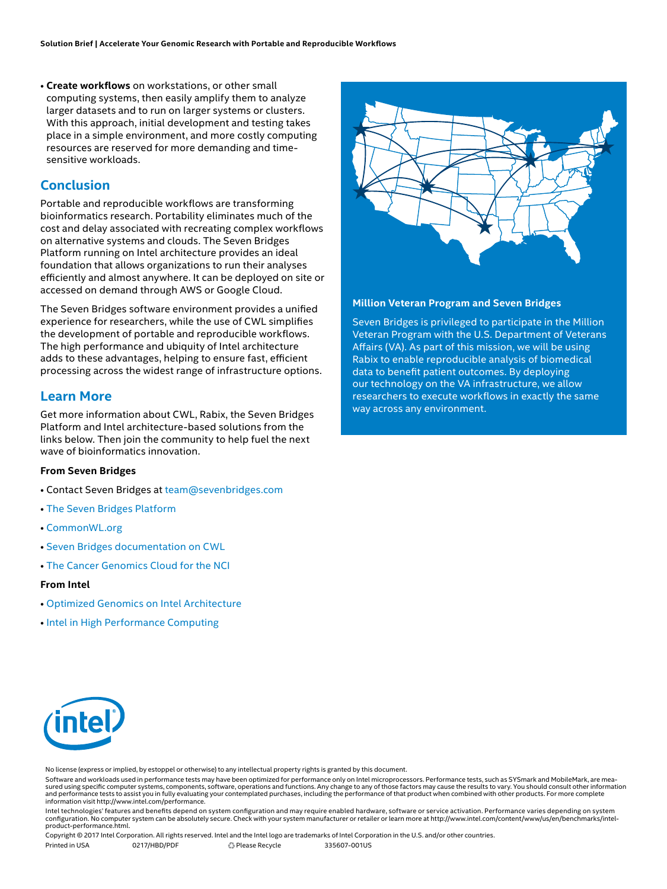- **Create workflows** on workstations, or other small computing systems, then easily amplify them to analyze larger datasets and to run on larger systems or clusters. With this approach, initial development and testing takes place in a simple environment, and more costly computing resources are reserved for more demanding and time-sensitive workloads.

## Conclusion

Portable and reproducible workflows are transforming bioinformatics research. Portability eliminates much of the cost and delay associated with recreating complex workflows on alternative systems and clouds. The Seven Bridges Platform running on Intel architecture provides an ideal foundation that allows organizations to run their analyses efficiently and almost anywhere. It can be deployed on site or accessed on demand through AWS or Google Cloud.

The Seven Bridges software environment provides a unified experience for researchers, while the use of CWL simplifies the development of portable and reproducible workflows. The high performance and ubiquity of Intel architecture adds to these advantages, helping to ensure fast, efficient processing across the widest range of infrastructure options.

## Learn More

Get more information about CWL, Rabix, the Seven Bridges Platform and Intel architecture-based solutions from the links below. Then join the community to help fuel the next wave of bioinformatics innovation.

**From Seven Bridges**

- Contact Seven Bridges at team@sevenbridges.com
- The Seven Bridges Platform
- CommonWL.org
- Seven Bridges documentation on CWL
- The Cancer Genomics Cloud for the NCI

**From Intel**

- Optimized Genomics on Intel Architecture
- Intel in High Performance Computing

**Million Veteran Program and Seven Bridges**

Seven Bridges is privileged to participate in the Million Veteran Program with the U.S. Department of Veterans Affairs (VA). As part of this mission, we will be using Rabix to enable reproducible analysis of biomedical data to benefit patient outcomes. By deploying our technology on the VA infrastructure, we allow researchers to execute workflows in exactly the same way across any environment.

No license (express or implied, by estoppel or otherwise) to any intellectual property rights is granted by this document.

Software and workloads used in performance tests may have been optimized for performance only on Intel microprocessors. Performance tests, such as SYSmark and MobileMark, are measured using specific computer systems, components, software, operations and functions. Any change to any of those factors may cause the results to vary. You should consult other information and performance tests to assist you in fully evaluating your contemplated purchases, including the performance of that product when combined with other products. For more complete information visit http://www.intel.com/performance.

Intel technologies' features and benefits depend on system configuration and may require enabled hardware, software or service activation. Performance varies depending on system configuration. No computer system can be absolutely secure. Check with your system manufacturer or retailer or learn more at http://www.intel.com/content/www/us/en/benchmarks/intel-product-performance.html.

Copyright © 2017 Intel Corporation. All rights reserved. Intel and the Intel logo are trademarks of Intel Corporation in the U.S. and/or other countries.

Printed in USA 0217/HBD/PDF Please Recycle 335607-001US